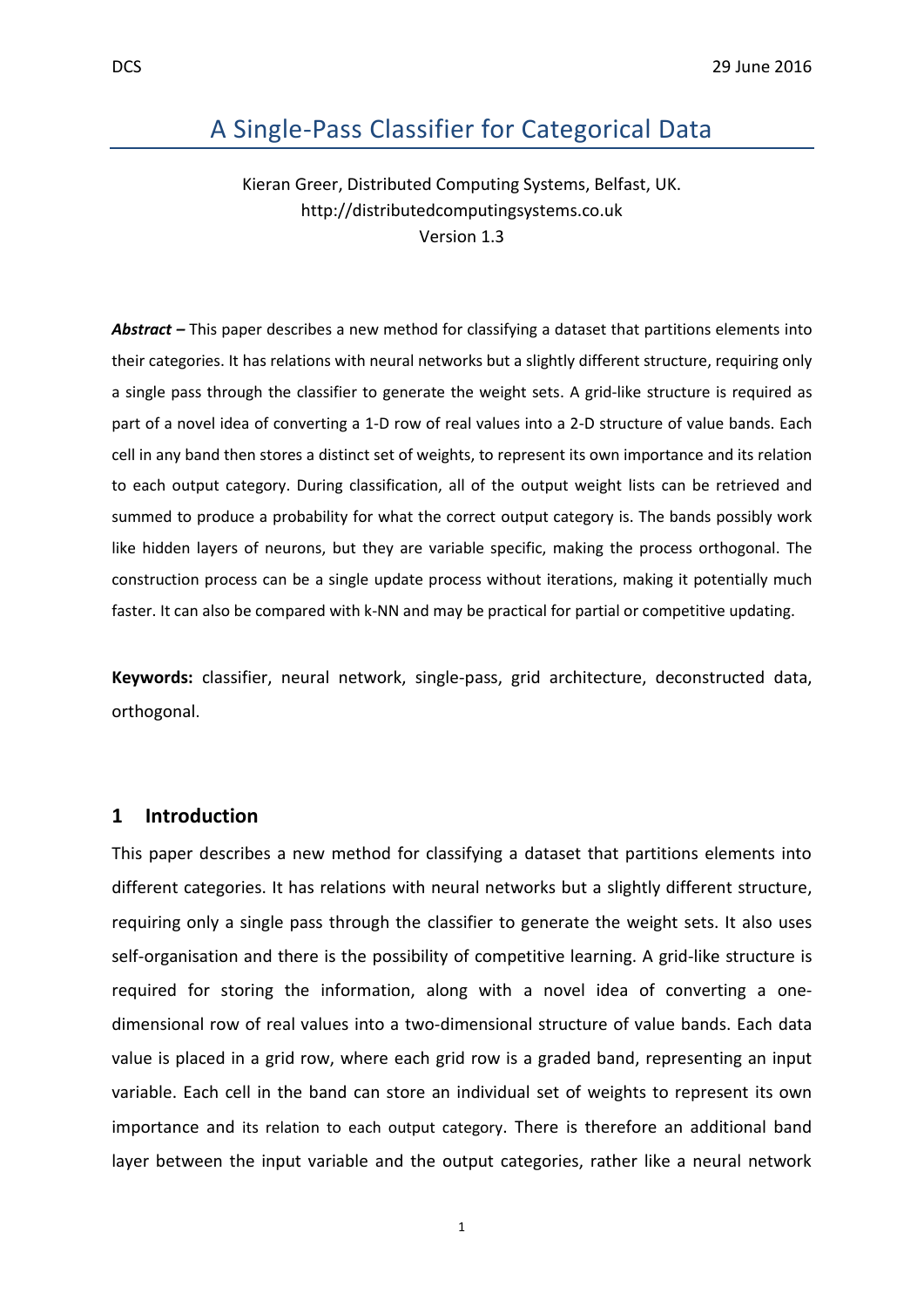# A Single-Pass Classifier for Categorical Data

Kieran Greer, Distributed Computing Systems, Belfast, UK.
http://distributedcomputingsystems.co.uk
Version 1.3

***Abstract –*** This paper describes a new method for classifying a dataset that partitions elements into their categories. It has relations with neural networks but a slightly different structure, requiring only a single pass through the classifier to generate the weight sets. A grid-like structure is required as part of a novel idea of converting a 1-D row of real values into a 2-D structure of value bands. Each cell in any band then stores a distinct set of weights, to represent its own importance and its relation to each output category. During classification, all of the output weight lists can be retrieved and summed to produce a probability for what the correct output category is. The bands possibly work like hidden layers of neurons, but they are variable specific, making the process orthogonal. The construction process can be a single update process without iterations, making it potentially much faster. It can also be compared with k-NN and may be practical for partial or competitive updating.

**Keywords:** classifier, neural network, single-pass, grid architecture, deconstructed data, orthogonal.

## 1 Introduction

This paper describes a new method for classifying a dataset that partitions elements into different categories. It has relations with neural networks but a slightly different structure, requiring only a single pass through the classifier to generate the weight sets. It also uses self-organisation and there is the possibility of competitive learning. A grid-like structure is required for storing the information, along with a novel idea of converting a one-dimensional row of real values into a two-dimensional structure of value bands. Each data value is placed in a grid row, where each grid row is a graded band, representing an input variable. Each cell in the band can store an individual set of weights to represent its own importance and its relation to each output category. There is therefore an additional band layer between the input variable and the output categories, rather like a neural network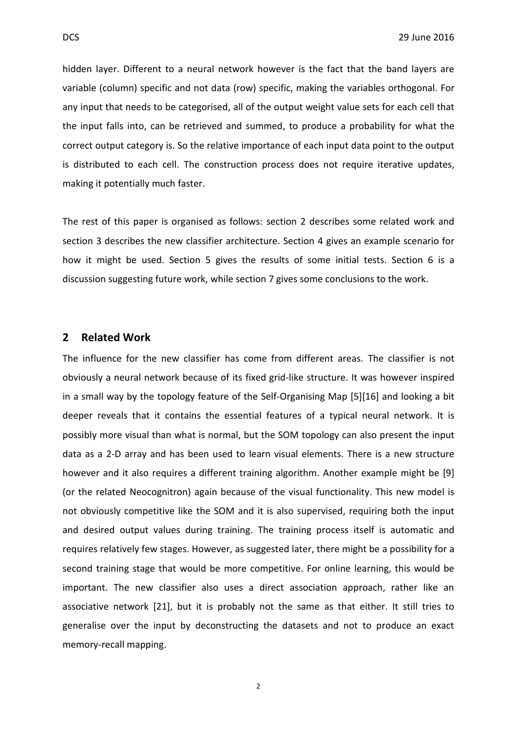hidden layer. Different to a neural network however is the fact that the band layers are variable (column) specific and not data (row) specific, making the variables orthogonal. For any input that needs to be categorised, all of the output weight value sets for each cell that the input falls into, can be retrieved and summed, to produce a probability for what the correct output category is. So the relative importance of each input data point to the output is distributed to each cell. The construction process does not require iterative updates, making it potentially much faster.

The rest of this paper is organised as follows: section 2 describes some related work and section 3 describes the new classifier architecture. Section 4 gives an example scenario for how it might be used. Section 5 gives the results of some initial tests. Section 6 is a discussion suggesting future work, while section 7 gives some conclusions to the work.

## 2 Related Work

The influence for the new classifier has come from different areas. The classifier is not obviously a neural network because of its fixed grid-like structure. It was however inspired in a small way by the topology feature of the Self-Organising Map [5][16] and looking a bit deeper reveals that it contains the essential features of a typical neural network. It is possibly more visual than what is normal, but the SOM topology can also present the input data as a 2-D array and has been used to learn visual elements. There is a new structure however and it also requires a different training algorithm. Another example might be [9] (or the related Neocognitron) again because of the visual functionality. This new model is not obviously competitive like the SOM and it is also supervised, requiring both the input and desired output values during training. The training process itself is automatic and requires relatively few stages. However, as suggested later, there might be a possibility for a second training stage that would be more competitive. For online learning, this would be important. The new classifier also uses a direct association approach, rather like an associative network [21], but it is probably not the same as that either. It still tries to generalise over the input by deconstructing the datasets and not to produce an exact memory-recall mapping.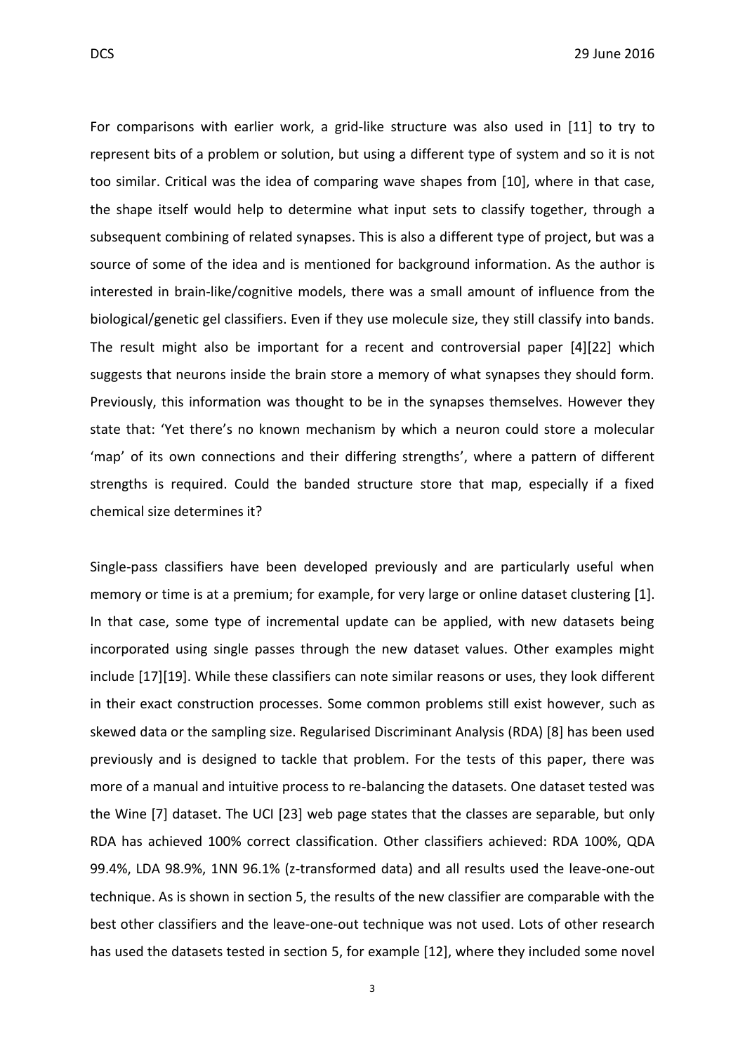For comparisons with earlier work, a grid-like structure was also used in [11] to try to represent bits of a problem or solution, but using a different type of system and so it is not too similar. Critical was the idea of comparing wave shapes from [10], where in that case, the shape itself would help to determine what input sets to classify together, through a subsequent combining of related synapses. This is also a different type of project, but was a source of some of the idea and is mentioned for background information. As the author is interested in brain-like/cognitive models, there was a small amount of influence from the biological/genetic gel classifiers. Even if they use molecule size, they still classify into bands. The result might also be important for a recent and controversial paper [4][22] which suggests that neurons inside the brain store a memory of what synapses they should form. Previously, this information was thought to be in the synapses themselves. However they state that: 'Yet there's no known mechanism by which a neuron could store a molecular 'map' of its own connections and their differing strengths', where a pattern of different strengths is required. Could the banded structure store that map, especially if a fixed chemical size determines it?

Single-pass classifiers have been developed previously and are particularly useful when memory or time is at a premium; for example, for very large or online dataset clustering [1]. In that case, some type of incremental update can be applied, with new datasets being incorporated using single passes through the new dataset values. Other examples might include [17][19]. While these classifiers can note similar reasons or uses, they look different in their exact construction processes. Some common problems still exist however, such as skewed data or the sampling size. Regularised Discriminant Analysis (RDA) [8] has been used previously and is designed to tackle that problem. For the tests of this paper, there was more of a manual and intuitive process to re-balancing the datasets. One dataset tested was the Wine [7] dataset. The UCI [23] web page states that the classes are separable, but only RDA has achieved 100% correct classification. Other classifiers achieved: RDA 100%, QDA 99.4%, LDA 98.9%, 1NN 96.1% (z-transformed data) and all results used the leave-one-out technique. As is shown in section 5, the results of the new classifier are comparable with the best other classifiers and the leave-one-out technique was not used. Lots of other research has used the datasets tested in section 5, for example [12], where they included some novel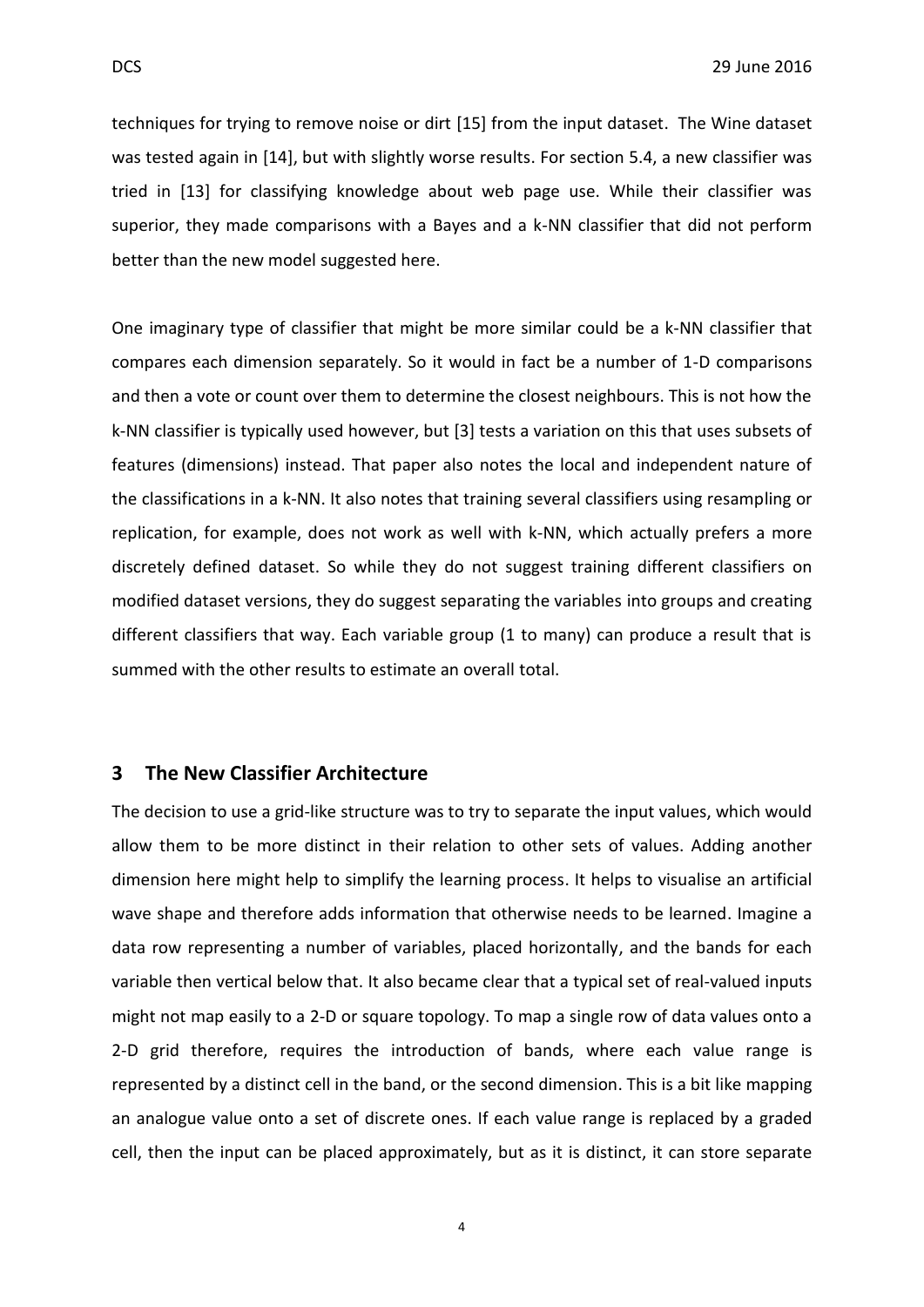techniques for trying to remove noise or dirt [15] from the input dataset. The Wine dataset was tested again in [14], but with slightly worse results. For section 5.4, a new classifier was tried in [13] for classifying knowledge about web page use. While their classifier was superior, they made comparisons with a Bayes and a k-NN classifier that did not perform better than the new model suggested here.

One imaginary type of classifier that might be more similar could be a k-NN classifier that compares each dimension separately. So it would in fact be a number of 1-D comparisons and then a vote or count over them to determine the closest neighbours. This is not how the k-NN classifier is typically used however, but [3] tests a variation on this that uses subsets of features (dimensions) instead. That paper also notes the local and independent nature of the classifications in a k-NN. It also notes that training several classifiers using resampling or replication, for example, does not work as well with k-NN, which actually prefers a more discretely defined dataset. So while they do not suggest training different classifiers on modified dataset versions, they do suggest separating the variables into groups and creating different classifiers that way. Each variable group (1 to many) can produce a result that is summed with the other results to estimate an overall total.

## 3 The New Classifier Architecture

The decision to use a grid-like structure was to try to separate the input values, which would allow them to be more distinct in their relation to other sets of values. Adding another dimension here might help to simplify the learning process. It helps to visualise an artificial wave shape and therefore adds information that otherwise needs to be learned. Imagine a data row representing a number of variables, placed horizontally, and the bands for each variable then vertical below that. It also became clear that a typical set of real-valued inputs might not map easily to a 2-D or square topology. To map a single row of data values onto a 2-D grid therefore, requires the introduction of bands, where each value range is represented by a distinct cell in the band, or the second dimension. This is a bit like mapping an analogue value onto a set of discrete ones. If each value range is replaced by a graded cell, then the input can be placed approximately, but as it is distinct, it can store separate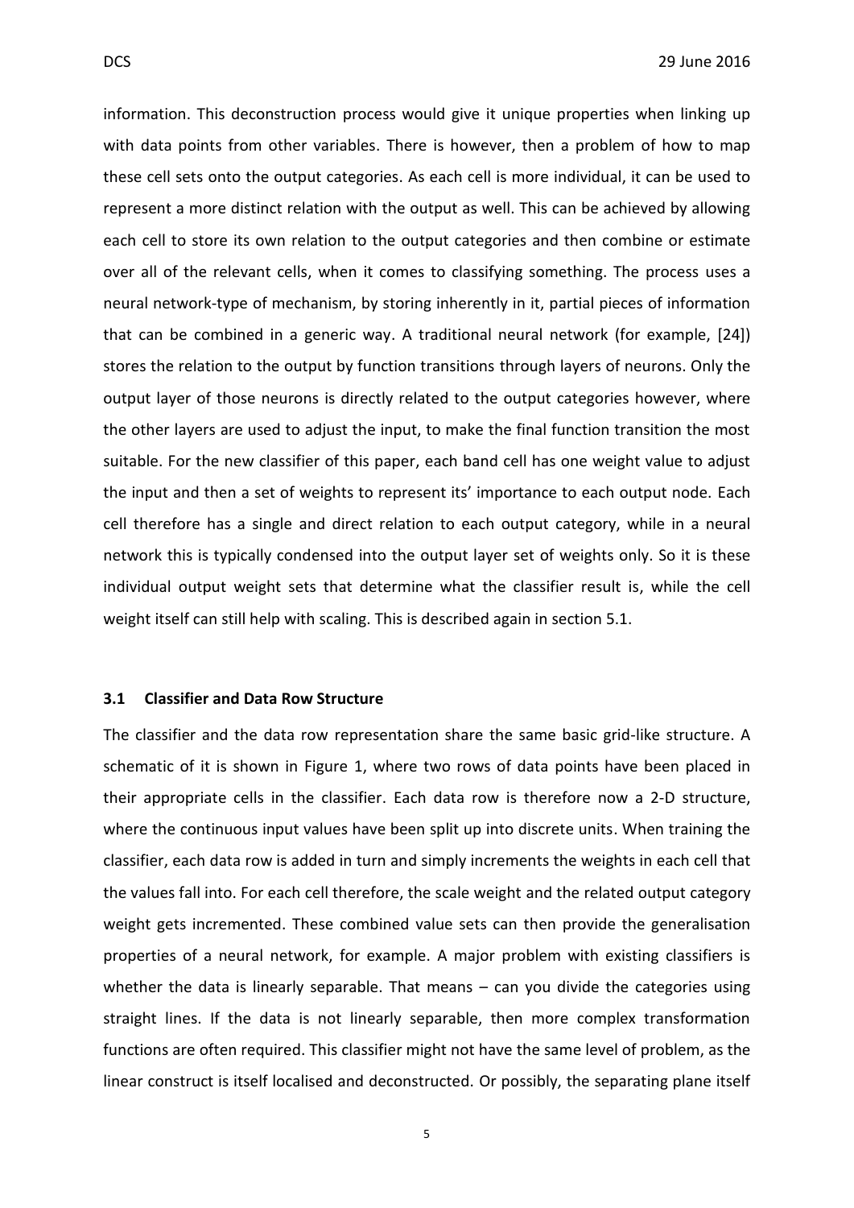information. This deconstruction process would give it unique properties when linking up with data points from other variables. There is however, then a problem of how to map these cell sets onto the output categories. As each cell is more individual, it can be used to represent a more distinct relation with the output as well. This can be achieved by allowing each cell to store its own relation to the output categories and then combine or estimate over all of the relevant cells, when it comes to classifying something. The process uses a neural network-type of mechanism, by storing inherently in it, partial pieces of information that can be combined in a generic way. A traditional neural network (for example, [24]) stores the relation to the output by function transitions through layers of neurons. Only the output layer of those neurons is directly related to the output categories however, where the other layers are used to adjust the input, to make the final function transition the most suitable. For the new classifier of this paper, each band cell has one weight value to adjust the input and then a set of weights to represent its' importance to each output node. Each cell therefore has a single and direct relation to each output category, while in a neural network this is typically condensed into the output layer set of weights only. So it is these individual output weight sets that determine what the classifier result is, while the cell weight itself can still help with scaling. This is described again in section 5.1.

### 3.1 Classifier and Data Row Structure

The classifier and the data row representation share the same basic grid-like structure. A schematic of it is shown in Figure 1, where two rows of data points have been placed in their appropriate cells in the classifier. Each data row is therefore now a 2-D structure, where the continuous input values have been split up into discrete units. When training the classifier, each data row is added in turn and simply increments the weights in each cell that the values fall into. For each cell therefore, the scale weight and the related output category weight gets incremented. These combined value sets can then provide the generalisation properties of a neural network, for example. A major problem with existing classifiers is whether the data is linearly separable. That means – can you divide the categories using straight lines. If the data is not linearly separable, then more complex transformation functions are often required. This classifier might not have the same level of problem, as the linear construct is itself localised and deconstructed. Or possibly, the separating plane itself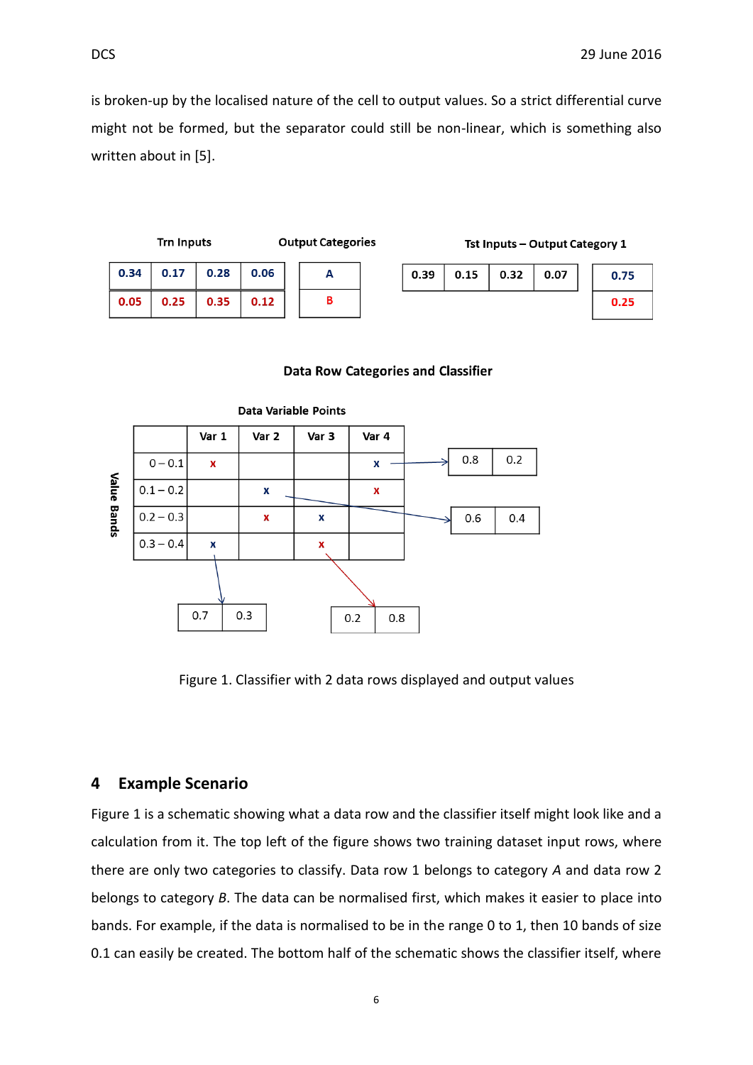is broken-up by the localised nature of the cell to output values. So a strict differential curve might not be formed, but the separator could still be non-linear, which is something also written about in [5].

**Trn Inputs**

| | | | |
|---|---|---|---|
| 0.34 | 0.17 | 0.28 | 0.06 |
| 0.05 | 0.25 | 0.35 | 0.12 |

**Output Categories**

| |
|---|
| A |
| B |

**Tst Inputs – Output Category 1**

| | | | |
|---|---|---|---|
| 0.39 | 0.15 | 0.32 | 0.07 |

| |
|---|
| 0.75 |
| 0.25 |

**Data Row Categories and Classifier**

**Data Variable Points**

| Value Bands | Var 1 | Var 2 | Var 3 | Var 4 |
|---|---|---|---|---|
| 0 – 0.1 | x | | | x |
| 0.1 – 0.2 | | x | | x |
| 0.2 – 0.3 | | x | x | |
| 0.3 – 0.4 | x | | x | |

Output values: Var 4 (0 – 0.1): 0.8, 0.2; Var 3 (0.2 – 0.3): 0.6, 0.4; Var 1 (0.3 – 0.4): 0.7, 0.3; Var 3 (0.3 – 0.4): 0.2, 0.8

Figure 1. Classifier with 2 data rows displayed and output values

## 4 Example Scenario

Figure 1 is a schematic showing what a data row and the classifier itself might look like and a calculation from it. The top left of the figure shows two training dataset input rows, where there are only two categories to classify. Data row 1 belongs to category *A* and data row 2 belongs to category *B*. The data can be normalised first, which makes it easier to place into bands. For example, if the data is normalised to be in the range 0 to 1, then 10 bands of size 0.1 can easily be created. The bottom half of the schematic shows the classifier itself, where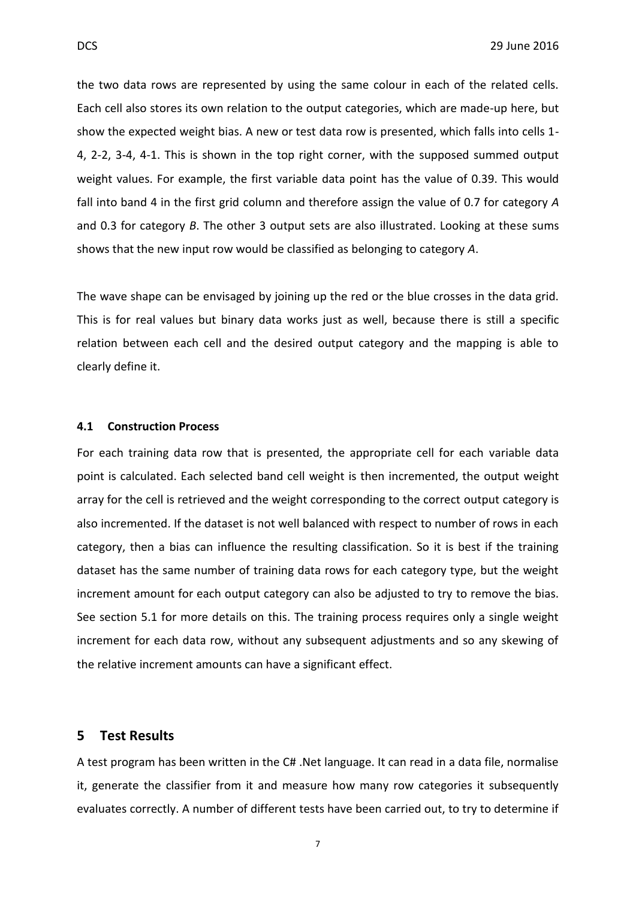the two data rows are represented by using the same colour in each of the related cells. Each cell also stores its own relation to the output categories, which are made-up here, but show the expected weight bias. A new or test data row is presented, which falls into cells 1-4, 2-2, 3-4, 4-1. This is shown in the top right corner, with the supposed summed output weight values. For example, the first variable data point has the value of 0.39. This would fall into band 4 in the first grid column and therefore assign the value of 0.7 for category *A* and 0.3 for category *B*. The other 3 output sets are also illustrated. Looking at these sums shows that the new input row would be classified as belonging to category *A*.

The wave shape can be envisaged by joining up the red or the blue crosses in the data grid. This is for real values but binary data works just as well, because there is still a specific relation between each cell and the desired output category and the mapping is able to clearly define it.

### 4.1 Construction Process

For each training data row that is presented, the appropriate cell for each variable data point is calculated. Each selected band cell weight is then incremented, the output weight array for the cell is retrieved and the weight corresponding to the correct output category is also incremented. If the dataset is not well balanced with respect to number of rows in each category, then a bias can influence the resulting classification. So it is best if the training dataset has the same number of training data rows for each category type, but the weight increment amount for each output category can also be adjusted to try to remove the bias. See section 5.1 for more details on this. The training process requires only a single weight increment for each data row, without any subsequent adjustments and so any skewing of the relative increment amounts can have a significant effect.

## 5 Test Results

A test program has been written in the C# .Net language. It can read in a data file, normalise it, generate the classifier from it and measure how many row categories it subsequently evaluates correctly. A number of different tests have been carried out, to try to determine if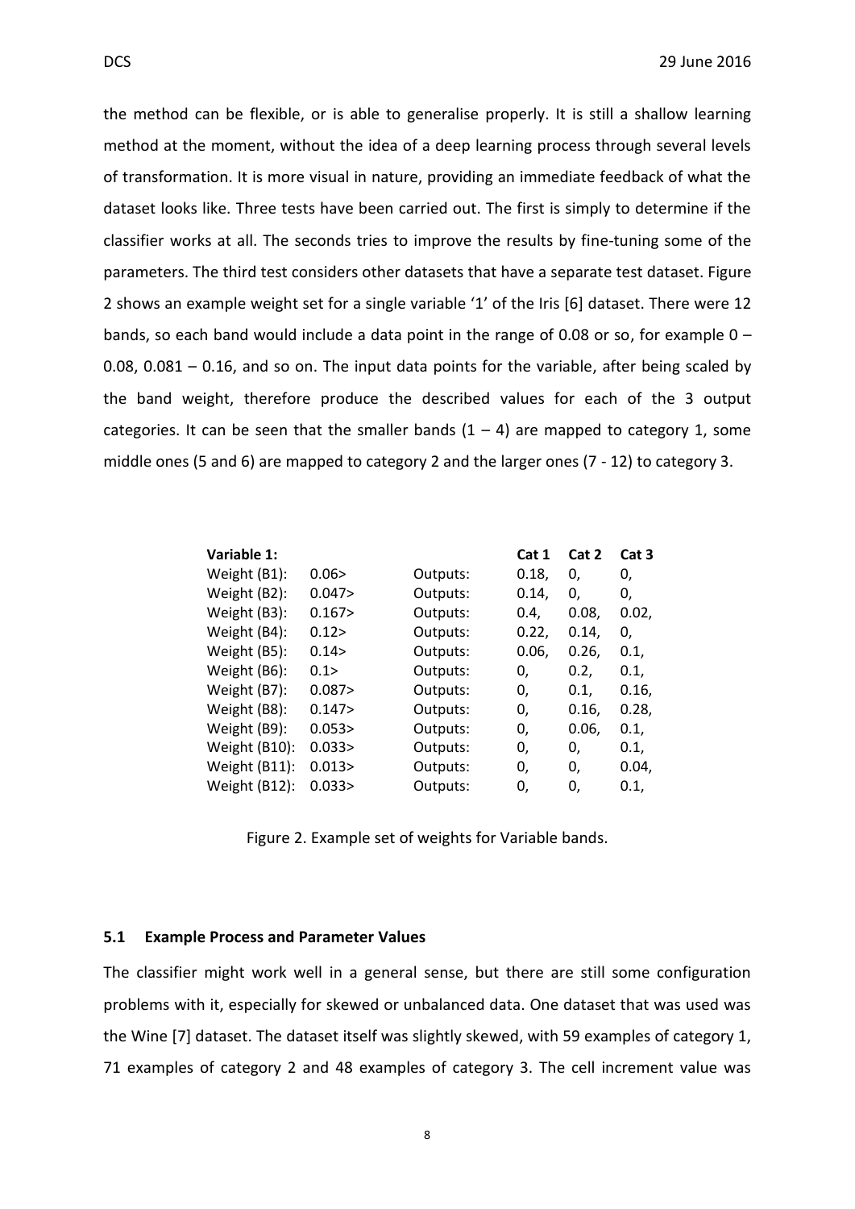the method can be flexible, or is able to generalise properly. It is still a shallow learning method at the moment, without the idea of a deep learning process through several levels of transformation. It is more visual in nature, providing an immediate feedback of what the dataset looks like. Three tests have been carried out. The first is simply to determine if the classifier works at all. The seconds tries to improve the results by fine-tuning some of the parameters. The third test considers other datasets that have a separate test dataset. Figure 2 shows an example weight set for a single variable '1' of the Iris [6] dataset. There were 12 bands, so each band would include a data point in the range of 0.08 or so, for example 0 – 0.08, 0.081 – 0.16, and so on. The input data points for the variable, after being scaled by the band weight, therefore produce the described values for each of the 3 output categories. It can be seen that the smaller bands (1 – 4) are mapped to category 1, some middle ones (5 and 6) are mapped to category 2 and the larger ones (7 - 12) to category 3.

| **Variable 1:** | | | **Cat 1** | **Cat 2** | **Cat 3** |
|---|---|---|---|---|---|
| Weight (B1): | 0.06> | Outputs: | 0.18, | 0, | 0, |
| Weight (B2): | 0.047> | Outputs: | 0.14, | 0, | 0, |
| Weight (B3): | 0.167> | Outputs: | 0.4, | 0.08, | 0.02, |
| Weight (B4): | 0.12> | Outputs: | 0.22, | 0.14, | 0, |
| Weight (B5): | 0.14> | Outputs: | 0.06, | 0.26, | 0.1, |
| Weight (B6): | 0.1> | Outputs: | 0, | 0.2, | 0.1, |
| Weight (B7): | 0.087> | Outputs: | 0, | 0.1, | 0.16, |
| Weight (B8): | 0.147> | Outputs: | 0, | 0.16, | 0.28, |
| Weight (B9): | 0.053> | Outputs: | 0, | 0.06, | 0.1, |
| Weight (B10): | 0.033> | Outputs: | 0, | 0, | 0.1, |
| Weight (B11): | 0.013> | Outputs: | 0, | 0, | 0.04, |
| Weight (B12): | 0.033> | Outputs: | 0, | 0, | 0.1, |

Figure 2. Example set of weights for Variable bands.

### 5.1 Example Process and Parameter Values

The classifier might work well in a general sense, but there are still some configuration problems with it, especially for skewed or unbalanced data. One dataset that was used was the Wine [7] dataset. The dataset itself was slightly skewed, with 59 examples of category 1, 71 examples of category 2 and 48 examples of category 3. The cell increment value was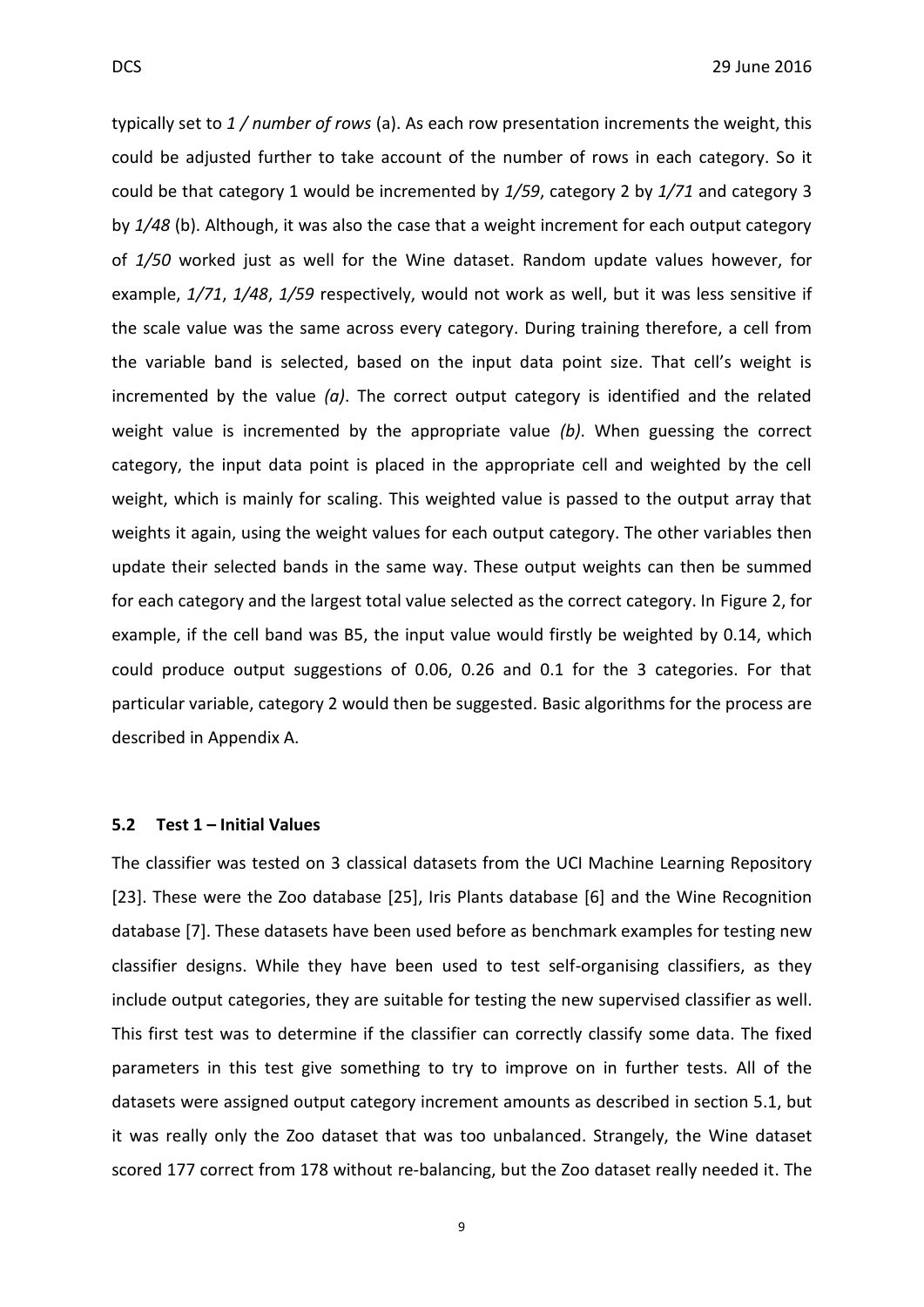typically set to *1 / number of rows* (a). As each row presentation increments the weight, this could be adjusted further to take account of the number of rows in each category. So it could be that category 1 would be incremented by *1/59*, category 2 by *1/71* and category 3 by *1/48* (b). Although, it was also the case that a weight increment for each output category of *1/50* worked just as well for the Wine dataset. Random update values however, for example, *1/71*, *1/48*, *1/59* respectively, would not work as well, but it was less sensitive if the scale value was the same across every category. During training therefore, a cell from the variable band is selected, based on the input data point size. That cell's weight is incremented by the value *(a)*. The correct output category is identified and the related weight value is incremented by the appropriate value *(b)*. When guessing the correct category, the input data point is placed in the appropriate cell and weighted by the cell weight, which is mainly for scaling. This weighted value is passed to the output array that weights it again, using the weight values for each output category. The other variables then update their selected bands in the same way. These output weights can then be summed for each category and the largest total value selected as the correct category. In Figure 2, for example, if the cell band was B5, the input value would firstly be weighted by 0.14, which could produce output suggestions of 0.06, 0.26 and 0.1 for the 3 categories. For that particular variable, category 2 would then be suggested. Basic algorithms for the process are described in Appendix A.

### 5.2 Test 1 – Initial Values

The classifier was tested on 3 classical datasets from the UCI Machine Learning Repository [23]. These were the Zoo database [25], Iris Plants database [6] and the Wine Recognition database [7]. These datasets have been used before as benchmark examples for testing new classifier designs. While they have been used to test self-organising classifiers, as they include output categories, they are suitable for testing the new supervised classifier as well. This first test was to determine if the classifier can correctly classify some data. The fixed parameters in this test give something to try to improve on in further tests. All of the datasets were assigned output category increment amounts as described in section 5.1, but it was really only the Zoo dataset that was too unbalanced. Strangely, the Wine dataset scored 177 correct from 178 without re-balancing, but the Zoo dataset really needed it. The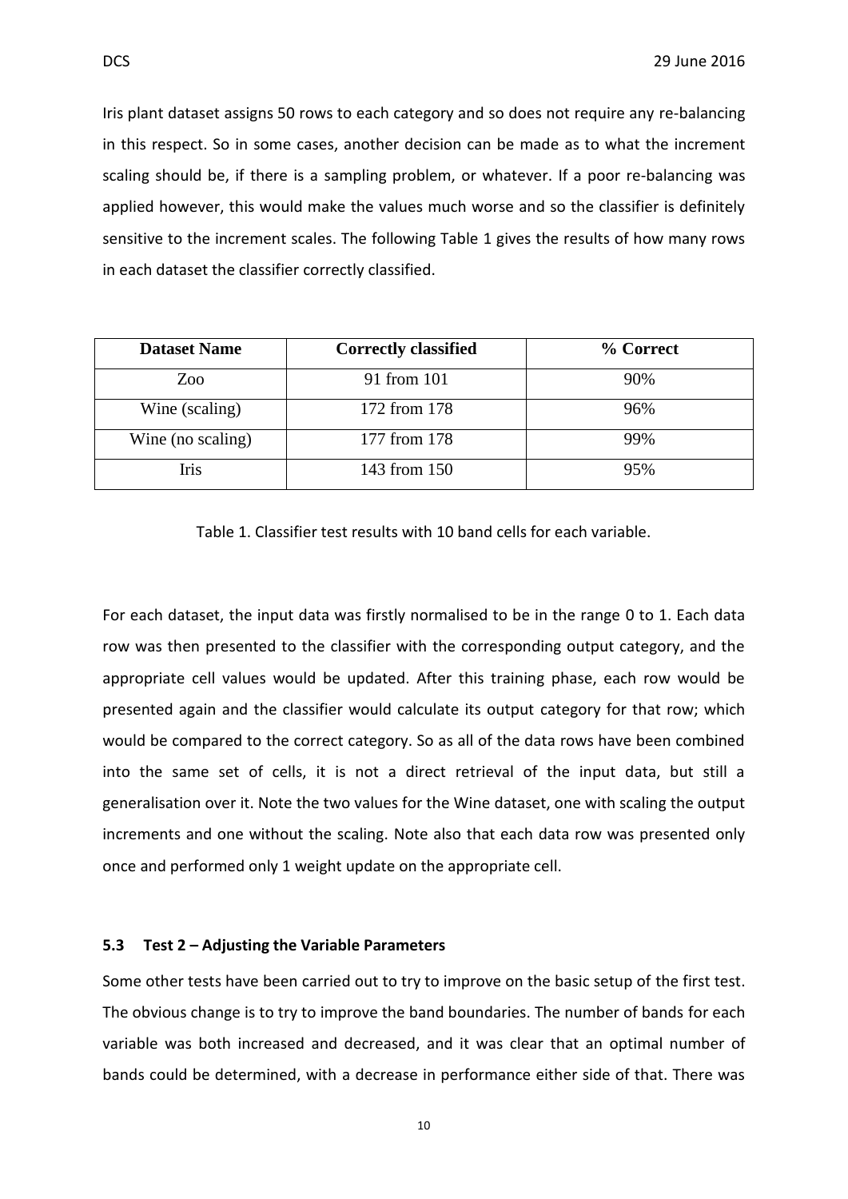Iris plant dataset assigns 50 rows to each category and so does not require any re-balancing in this respect. So in some cases, another decision can be made as to what the increment scaling should be, if there is a sampling problem, or whatever. If a poor re-balancing was applied however, this would make the values much worse and so the classifier is definitely sensitive to the increment scales. The following Table 1 gives the results of how many rows in each dataset the classifier correctly classified.

| Dataset Name | Correctly classified | % Correct |
|---|---|---|
| Zoo | 91 from 101 | 90% |
| Wine (scaling) | 172 from 178 | 96% |
| Wine (no scaling) | 177 from 178 | 99% |
| Iris | 143 from 150 | 95% |

Table 1. Classifier test results with 10 band cells for each variable.

For each dataset, the input data was firstly normalised to be in the range 0 to 1. Each data row was then presented to the classifier with the corresponding output category, and the appropriate cell values would be updated. After this training phase, each row would be presented again and the classifier would calculate its output category for that row; which would be compared to the correct category. So as all of the data rows have been combined into the same set of cells, it is not a direct retrieval of the input data, but still a generalisation over it. Note the two values for the Wine dataset, one with scaling the output increments and one without the scaling. Note also that each data row was presented only once and performed only 1 weight update on the appropriate cell.

### 5.3 Test 2 – Adjusting the Variable Parameters

Some other tests have been carried out to try to improve on the basic setup of the first test. The obvious change is to try to improve the band boundaries. The number of bands for each variable was both increased and decreased, and it was clear that an optimal number of bands could be determined, with a decrease in performance either side of that. There was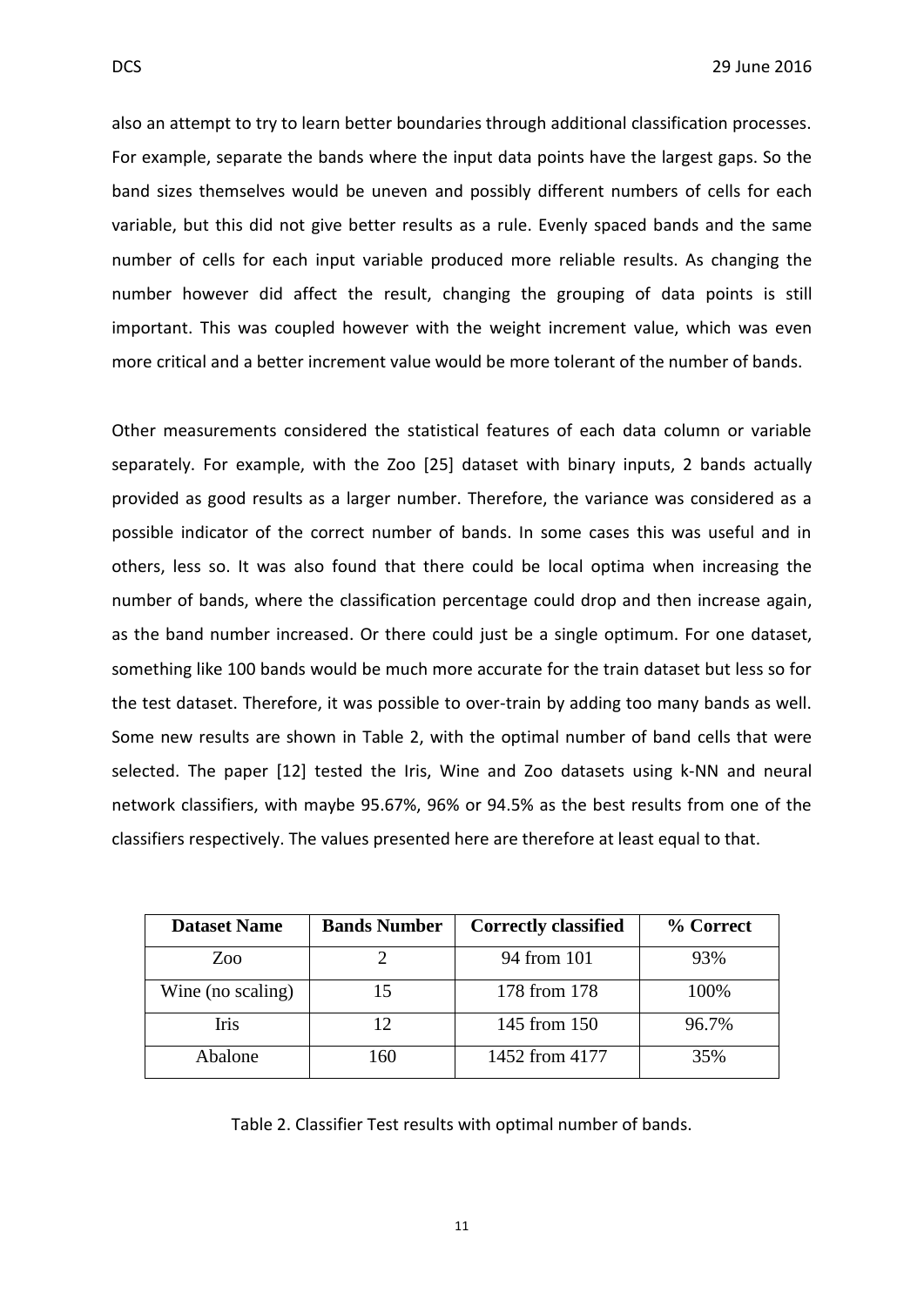also an attempt to try to learn better boundaries through additional classification processes. For example, separate the bands where the input data points have the largest gaps. So the band sizes themselves would be uneven and possibly different numbers of cells for each variable, but this did not give better results as a rule. Evenly spaced bands and the same number of cells for each input variable produced more reliable results. As changing the number however did affect the result, changing the grouping of data points is still important. This was coupled however with the weight increment value, which was even more critical and a better increment value would be more tolerant of the number of bands.

Other measurements considered the statistical features of each data column or variable separately. For example, with the Zoo [25] dataset with binary inputs, 2 bands actually provided as good results as a larger number. Therefore, the variance was considered as a possible indicator of the correct number of bands. In some cases this was useful and in others, less so. It was also found that there could be local optima when increasing the number of bands, where the classification percentage could drop and then increase again, as the band number increased. Or there could just be a single optimum. For one dataset, something like 100 bands would be much more accurate for the train dataset but less so for the test dataset. Therefore, it was possible to over-train by adding too many bands as well. Some new results are shown in Table 2, with the optimal number of band cells that were selected. The paper [12] tested the Iris, Wine and Zoo datasets using k-NN and neural network classifiers, with maybe 95.67%, 96% or 94.5% as the best results from one of the classifiers respectively. The values presented here are therefore at least equal to that.

| Dataset Name | Bands Number | Correctly classified | % Correct |
| --- | --- | --- | --- |
| Zoo | 2 | 94 from 101 | 93% |
| Wine (no scaling) | 15 | 178 from 178 | 100% |
| Iris | 12 | 145 from 150 | 96.7% |
| Abalone | 160 | 1452 from 4177 | 35% |

Table 2. Classifier Test results with optimal number of bands.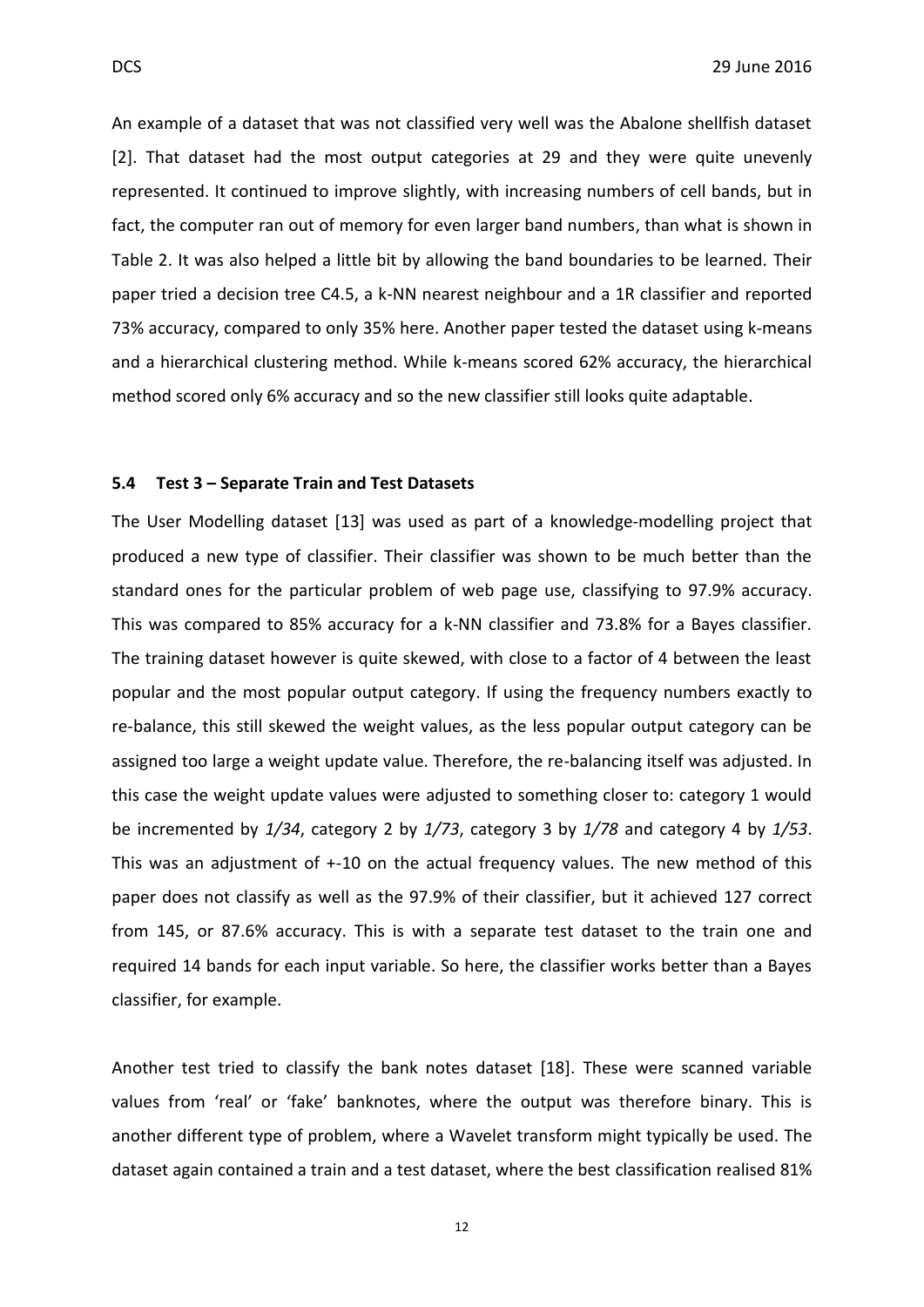An example of a dataset that was not classified very well was the Abalone shellfish dataset [2]. That dataset had the most output categories at 29 and they were quite unevenly represented. It continued to improve slightly, with increasing numbers of cell bands, but in fact, the computer ran out of memory for even larger band numbers, than what is shown in Table 2. It was also helped a little bit by allowing the band boundaries to be learned. Their paper tried a decision tree C4.5, a k-NN nearest neighbour and a 1R classifier and reported 73% accuracy, compared to only 35% here. Another paper tested the dataset using k-means and a hierarchical clustering method. While k-means scored 62% accuracy, the hierarchical method scored only 6% accuracy and so the new classifier still looks quite adaptable.

### 5.4 Test 3 – Separate Train and Test Datasets

The User Modelling dataset [13] was used as part of a knowledge-modelling project that produced a new type of classifier. Their classifier was shown to be much better than the standard ones for the particular problem of web page use, classifying to 97.9% accuracy. This was compared to 85% accuracy for a k-NN classifier and 73.8% for a Bayes classifier. The training dataset however is quite skewed, with close to a factor of 4 between the least popular and the most popular output category. If using the frequency numbers exactly to re-balance, this still skewed the weight values, as the less popular output category can be assigned too large a weight update value. Therefore, the re-balancing itself was adjusted. In this case the weight update values were adjusted to something closer to: category 1 would be incremented by *1/34*, category 2 by *1/73*, category 3 by *1/78* and category 4 by *1/53*. This was an adjustment of +-10 on the actual frequency values. The new method of this paper does not classify as well as the 97.9% of their classifier, but it achieved 127 correct from 145, or 87.6% accuracy. This is with a separate test dataset to the train one and required 14 bands for each input variable. So here, the classifier works better than a Bayes classifier, for example.

Another test tried to classify the bank notes dataset [18]. These were scanned variable values from 'real' or 'fake' banknotes, where the output was therefore binary. This is another different type of problem, where a Wavelet transform might typically be used. The dataset again contained a train and a test dataset, where the best classification realised 81%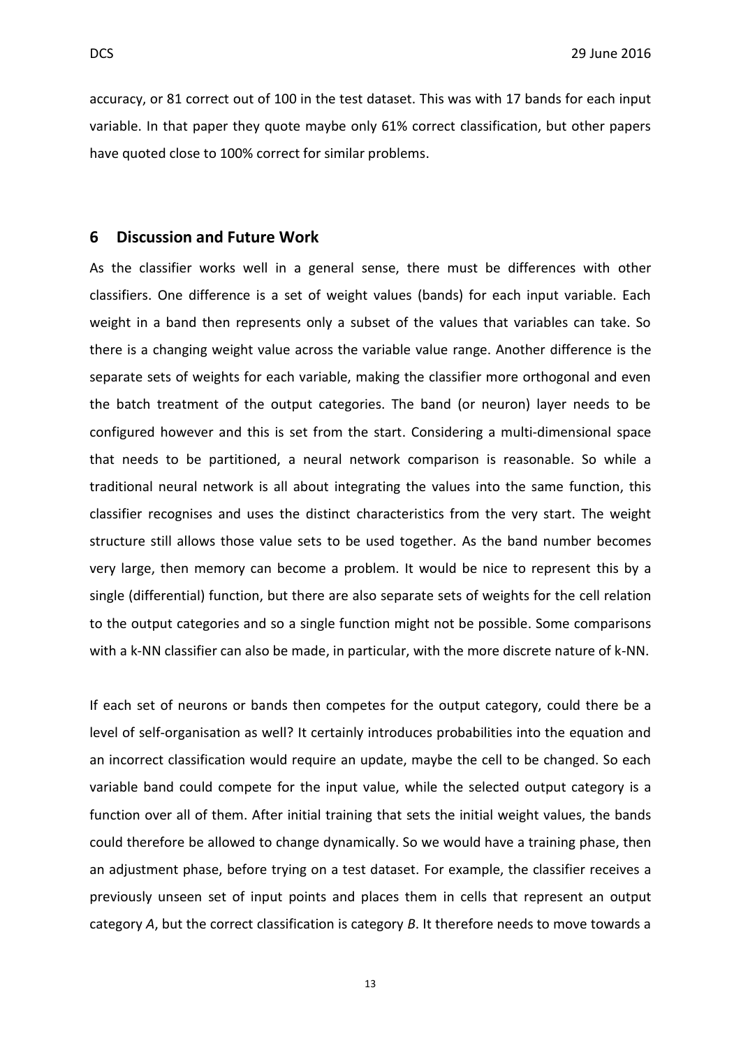accuracy, or 81 correct out of 100 in the test dataset. This was with 17 bands for each input variable. In that paper they quote maybe only 61% correct classification, but other papers have quoted close to 100% correct for similar problems.

## 6 Discussion and Future Work

As the classifier works well in a general sense, there must be differences with other classifiers. One difference is a set of weight values (bands) for each input variable. Each weight in a band then represents only a subset of the values that variables can take. So there is a changing weight value across the variable value range. Another difference is the separate sets of weights for each variable, making the classifier more orthogonal and even the batch treatment of the output categories. The band (or neuron) layer needs to be configured however and this is set from the start. Considering a multi-dimensional space that needs to be partitioned, a neural network comparison is reasonable. So while a traditional neural network is all about integrating the values into the same function, this classifier recognises and uses the distinct characteristics from the very start. The weight structure still allows those value sets to be used together. As the band number becomes very large, then memory can become a problem. It would be nice to represent this by a single (differential) function, but there are also separate sets of weights for the cell relation to the output categories and so a single function might not be possible. Some comparisons with a k-NN classifier can also be made, in particular, with the more discrete nature of k-NN.

If each set of neurons or bands then competes for the output category, could there be a level of self-organisation as well? It certainly introduces probabilities into the equation and an incorrect classification would require an update, maybe the cell to be changed. So each variable band could compete for the input value, while the selected output category is a function over all of them. After initial training that sets the initial weight values, the bands could therefore be allowed to change dynamically. So we would have a training phase, then an adjustment phase, before trying on a test dataset. For example, the classifier receives a previously unseen set of input points and places them in cells that represent an output category *A*, but the correct classification is category *B*. It therefore needs to move towards a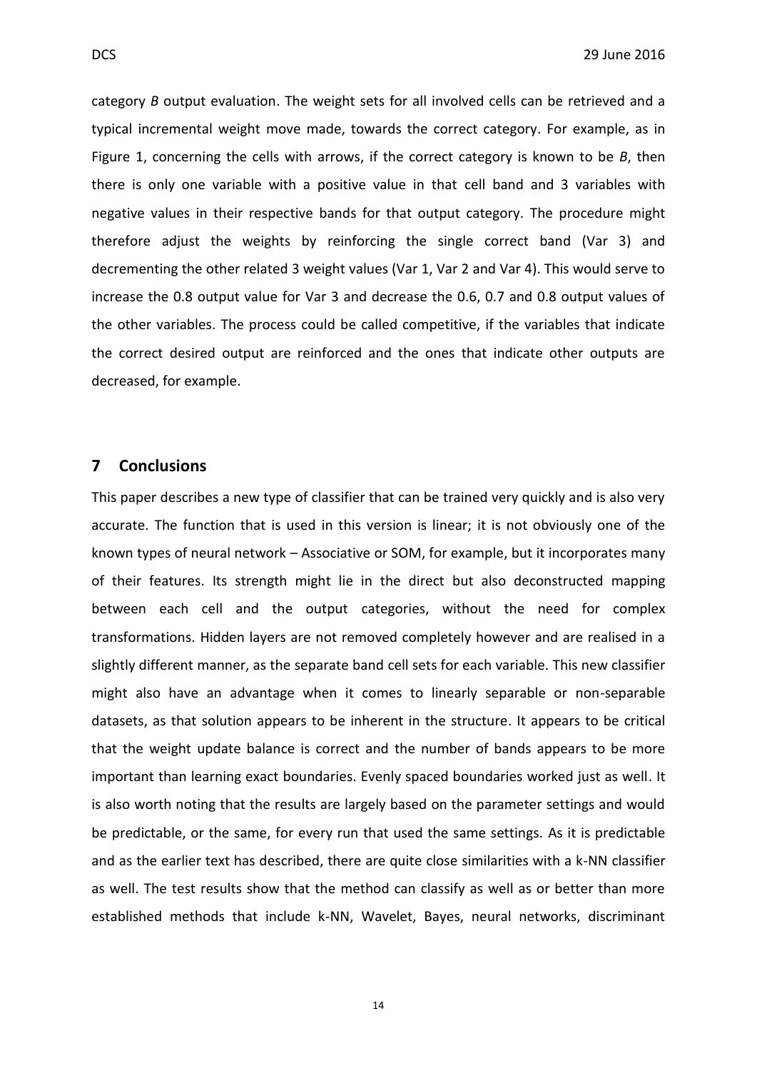category *B* output evaluation. The weight sets for all involved cells can be retrieved and a typical incremental weight move made, towards the correct category. For example, as in Figure 1, concerning the cells with arrows, if the correct category is known to be *B*, then there is only one variable with a positive value in that cell band and 3 variables with negative values in their respective bands for that output category. The procedure might therefore adjust the weights by reinforcing the single correct band (Var 3) and decrementing the other related 3 weight values (Var 1, Var 2 and Var 4). This would serve to increase the 0.8 output value for Var 3 and decrease the 0.6, 0.7 and 0.8 output values of the other variables. The process could be called competitive, if the variables that indicate the correct desired output are reinforced and the ones that indicate other outputs are decreased, for example.

## 7 Conclusions

This paper describes a new type of classifier that can be trained very quickly and is also very accurate. The function that is used in this version is linear; it is not obviously one of the known types of neural network – Associative or SOM, for example, but it incorporates many of their features. Its strength might lie in the direct but also deconstructed mapping between each cell and the output categories, without the need for complex transformations. Hidden layers are not removed completely however and are realised in a slightly different manner, as the separate band cell sets for each variable. This new classifier might also have an advantage when it comes to linearly separable or non-separable datasets, as that solution appears to be inherent in the structure. It appears to be critical that the weight update balance is correct and the number of bands appears to be more important than learning exact boundaries. Evenly spaced boundaries worked just as well. It is also worth noting that the results are largely based on the parameter settings and would be predictable, or the same, for every run that used the same settings. As it is predictable and as the earlier text has described, there are quite close similarities with a k-NN classifier as well. The test results show that the method can classify as well as or better than more established methods that include k-NN, Wavelet, Bayes, neural networks, discriminant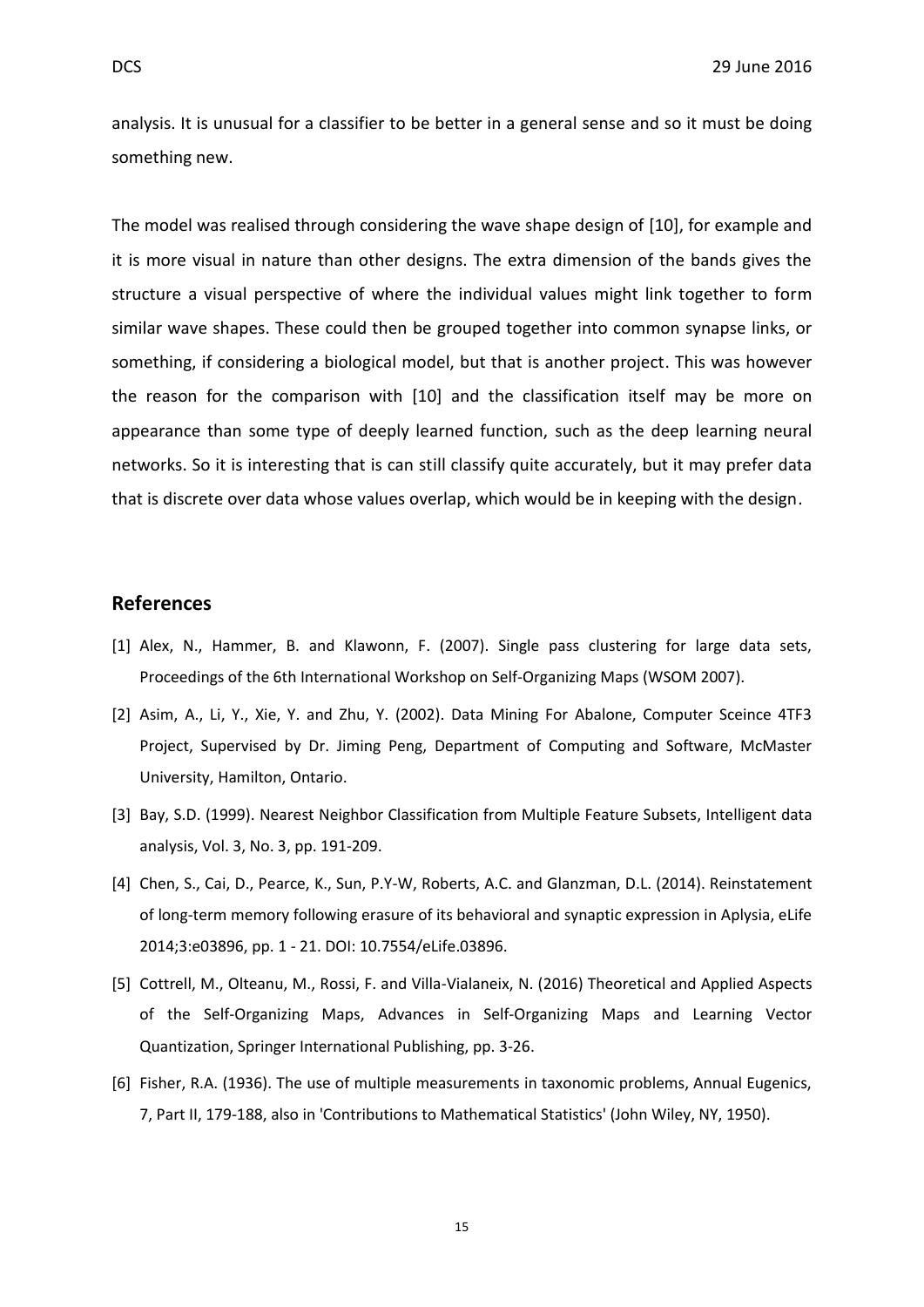analysis. It is unusual for a classifier to be better in a general sense and so it must be doing something new.

The model was realised through considering the wave shape design of [10], for example and it is more visual in nature than other designs. The extra dimension of the bands gives the structure a visual perspective of where the individual values might link together to form similar wave shapes. These could then be grouped together into common synapse links, or something, if considering a biological model, but that is another project. This was however the reason for the comparison with [10] and the classification itself may be more on appearance than some type of deeply learned function, such as the deep learning neural networks. So it is interesting that is can still classify quite accurately, but it may prefer data that is discrete over data whose values overlap, which would be in keeping with the design.

## References

[1] Alex, N., Hammer, B. and Klawonn, F. (2007). Single pass clustering for large data sets, Proceedings of the 6th International Workshop on Self-Organizing Maps (WSOM 2007).

[2] Asim, A., Li, Y., Xie, Y. and Zhu, Y. (2002). Data Mining For Abalone, Computer Sceince 4TF3 Project, Supervised by Dr. Jiming Peng, Department of Computing and Software, McMaster University, Hamilton, Ontario.

[3] Bay, S.D. (1999). Nearest Neighbor Classification from Multiple Feature Subsets, Intelligent data analysis, Vol. 3, No. 3, pp. 191-209.

[4] Chen, S., Cai, D., Pearce, K., Sun, P.Y-W, Roberts, A.C. and Glanzman, D.L. (2014). Reinstatement of long-term memory following erasure of its behavioral and synaptic expression in Aplysia, eLife 2014;3:e03896, pp. 1 - 21. DOI: 10.7554/eLife.03896.

[5] Cottrell, M., Olteanu, M., Rossi, F. and Villa-Vialaneix, N. (2016) Theoretical and Applied Aspects of the Self-Organizing Maps, Advances in Self-Organizing Maps and Learning Vector Quantization, Springer International Publishing, pp. 3-26.

[6] Fisher, R.A. (1936). The use of multiple measurements in taxonomic problems, Annual Eugenics, 7, Part II, 179-188, also in 'Contributions to Mathematical Statistics' (John Wiley, NY, 1950).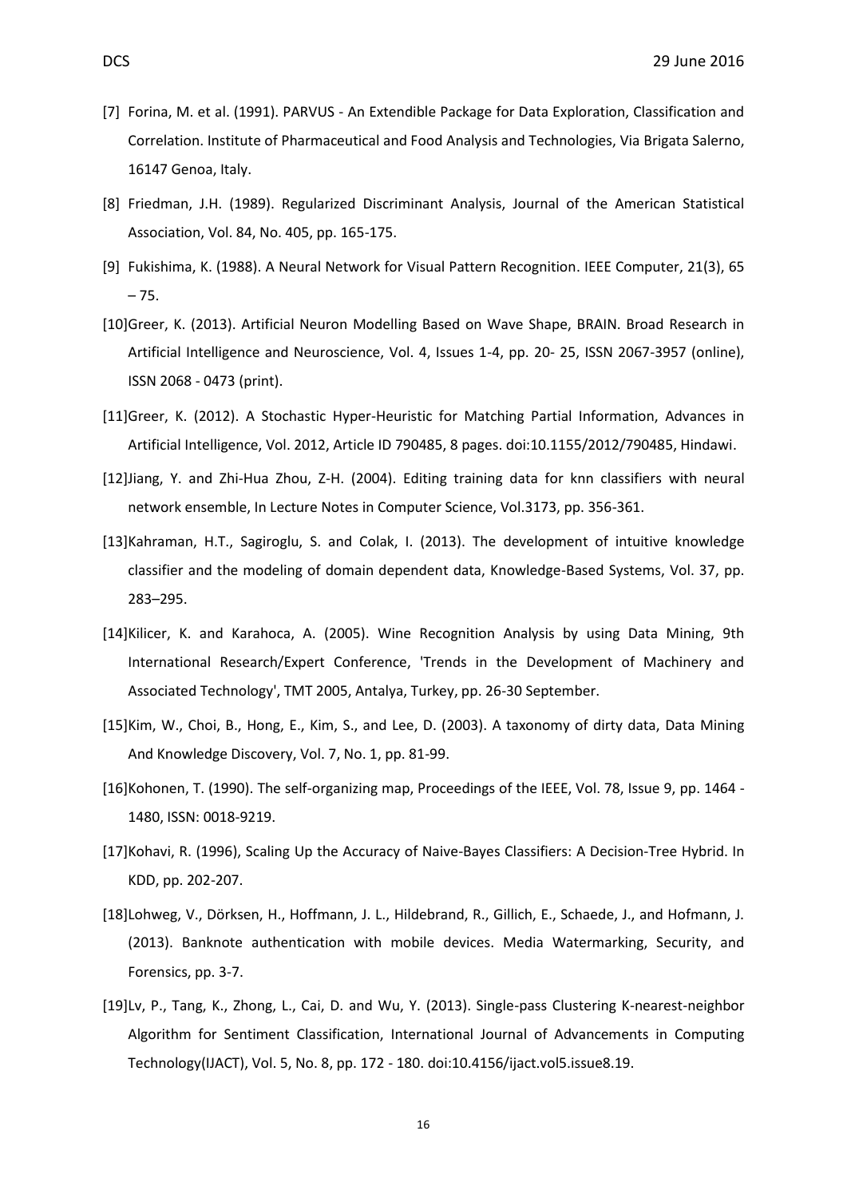[7] Forina, M. et al. (1991). PARVUS - An Extendible Package for Data Exploration, Classification and Correlation. Institute of Pharmaceutical and Food Analysis and Technologies, Via Brigata Salerno, 16147 Genoa, Italy.

[8] Friedman, J.H. (1989). Regularized Discriminant Analysis, Journal of the American Statistical Association, Vol. 84, No. 405, pp. 165-175.

[9] Fukishima, K. (1988). A Neural Network for Visual Pattern Recognition. IEEE Computer, 21(3), 65 – 75.

[10]Greer, K. (2013). Artificial Neuron Modelling Based on Wave Shape, BRAIN. Broad Research in Artificial Intelligence and Neuroscience, Vol. 4, Issues 1-4, pp. 20- 25, ISSN 2067-3957 (online), ISSN 2068 - 0473 (print).

[11]Greer, K. (2012). A Stochastic Hyper-Heuristic for Matching Partial Information, Advances in Artificial Intelligence, Vol. 2012, Article ID 790485, 8 pages. doi:10.1155/2012/790485, Hindawi.

[12]Jiang, Y. and Zhi-Hua Zhou, Z-H. (2004). Editing training data for knn classifiers with neural network ensemble, In Lecture Notes in Computer Science, Vol.3173, pp. 356-361.

[13]Kahraman, H.T., Sagiroglu, S. and Colak, I. (2013). The development of intuitive knowledge classifier and the modeling of domain dependent data, Knowledge-Based Systems, Vol. 37, pp. 283–295.

[14]Kilicer, K. and Karahoca, A. (2005). Wine Recognition Analysis by using Data Mining, 9th International Research/Expert Conference, 'Trends in the Development of Machinery and Associated Technology', TMT 2005, Antalya, Turkey, pp. 26-30 September.

[15]Kim, W., Choi, B., Hong, E., Kim, S., and Lee, D. (2003). A taxonomy of dirty data, Data Mining And Knowledge Discovery, Vol. 7, No. 1, pp. 81-99.

[16]Kohonen, T. (1990). The self-organizing map, Proceedings of the IEEE, Vol. 78, Issue 9, pp. 1464 - 1480, ISSN: 0018-9219.

[17]Kohavi, R. (1996), Scaling Up the Accuracy of Naive-Bayes Classifiers: A Decision-Tree Hybrid. In KDD, pp. 202-207.

[18]Lohweg, V., Dörksen, H., Hoffmann, J. L., Hildebrand, R., Gillich, E., Schaede, J., and Hofmann, J. (2013). Banknote authentication with mobile devices. Media Watermarking, Security, and Forensics, pp. 3-7.

[19]Lv, P., Tang, K., Zhong, L., Cai, D. and Wu, Y. (2013). Single-pass Clustering K-nearest-neighbor Algorithm for Sentiment Classification, International Journal of Advancements in Computing Technology(IJACT), Vol. 5, No. 8, pp. 172 - 180. doi:10.4156/ijact.vol5.issue8.19.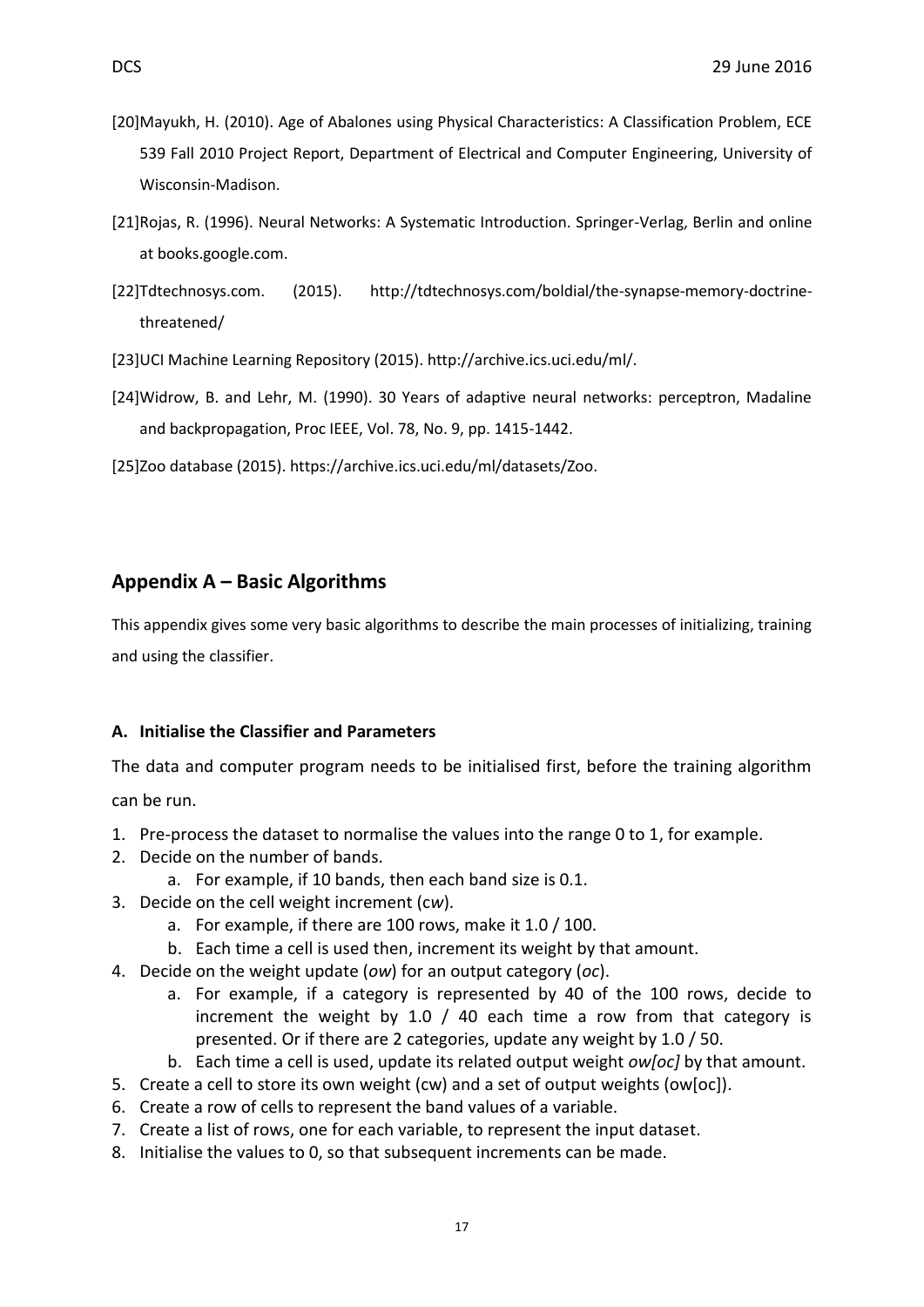[20]Mayukh, H. (2010). Age of Abalones using Physical Characteristics: A Classification Problem, ECE 539 Fall 2010 Project Report, Department of Electrical and Computer Engineering, University of Wisconsin-Madison.

[21]Rojas, R. (1996). Neural Networks: A Systematic Introduction. Springer-Verlag, Berlin and online at books.google.com.

[22]Tdtechnosys.com. (2015). http://tdtechnosys.com/boldial/the-synapse-memory-doctrine-threatened/

[23]UCI Machine Learning Repository (2015). http://archive.ics.uci.edu/ml/.

[24]Widrow, B. and Lehr, M. (1990). 30 Years of adaptive neural networks: perceptron, Madaline and backpropagation, Proc IEEE, Vol. 78, No. 9, pp. 1415-1442.

[25]Zoo database (2015). https://archive.ics.uci.edu/ml/datasets/Zoo.

## Appendix A – Basic Algorithms

This appendix gives some very basic algorithms to describe the main processes of initializing, training and using the classifier.

### A. Initialise the Classifier and Parameters

The data and computer program needs to be initialised first, before the training algorithm can be run.

1. Pre-process the dataset to normalise the values into the range 0 to 1, for example.
2. Decide on the number of bands.
    a. For example, if 10 bands, then each band size is 0.1.
3. Decide on the cell weight increment (c*w*).
    a. For example, if there are 100 rows, make it 1.0 / 100.
    b. Each time a cell is used then, increment its weight by that amount.
4. Decide on the weight update (*ow*) for an output category (*oc*).
    a. For example, if a category is represented by 40 of the 100 rows, decide to increment the weight by 1.0 / 40 each time a row from that category is presented. Or if there are 2 categories, update any weight by 1.0 / 50.
    b. Each time a cell is used, update its related output weight *ow[oc]* by that amount.
5. Create a cell to store its own weight (cw) and a set of output weights (ow[oc]).
6. Create a row of cells to represent the band values of a variable.
7. Create a list of rows, one for each variable, to represent the input dataset.
8. Initialise the values to 0, so that subsequent increments can be made.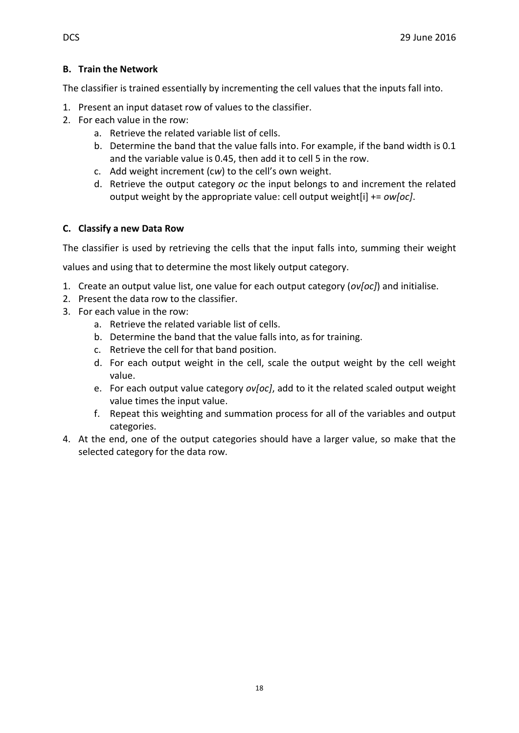### B. Train the Network

The classifier is trained essentially by incrementing the cell values that the inputs fall into.

1. Present an input dataset row of values to the classifier.
2. For each value in the row:
   a. Retrieve the related variable list of cells.
   b. Determine the band that the value falls into. For example, if the band width is 0.1 and the variable value is 0.45, then add it to cell 5 in the row.
   c. Add weight increment (c*w*) to the cell's own weight.
   d. Retrieve the output category *oc* the input belongs to and increment the related output weight by the appropriate value: cell output weight[i] += *ow[oc]*.

### C. Classify a new Data Row

The classifier is used by retrieving the cells that the input falls into, summing their weight values and using that to determine the most likely output category.

1. Create an output value list, one value for each output category (*ov[oc]*) and initialise.
2. Present the data row to the classifier.
3. For each value in the row:
   a. Retrieve the related variable list of cells.
   b. Determine the band that the value falls into, as for training.
   c. Retrieve the cell for that band position.
   d. For each output weight in the cell, scale the output weight by the cell weight value.
   e. For each output value category *ov[oc]*, add to it the related scaled output weight value times the input value.
   f. Repeat this weighting and summation process for all of the variables and output categories.
4. At the end, one of the output categories should have a larger value, so make that the selected category for the data row.